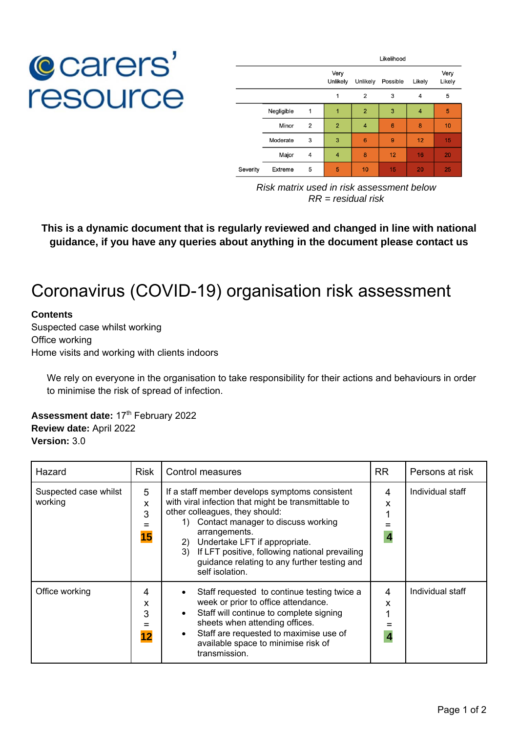carers' resource

| | | Likelihood | | | | |
|---|---|---|---|---|---|---|
| | | Very Unlikely | Unlikely | Possible | Likely | Very Likely |
| | | 1 | 2 | 3 | 4 | 5 |
| Negligible | 1 | 1 | 2 | 3 | 4 | 5 |
| Minor | 2 | 2 | 4 | 6 | 8 | 10 |
| Moderate | 3 | 3 | 6 | 9 | 12 | 15 |
| Major | 4 | 4 | 8 | 12 | 16 | 20 |
| Severity Extreme | 5 | 5 | 10 | 15 | 20 | 25 |

*Risk matrix used in risk assessment below*
*RR = residual risk*

**This is a dynamic document that is regularly reviewed and changed in line with national guidance, if you have any queries about anything in the document please contact us**

# Coronavirus (COVID-19) organisation risk assessment

**Contents**
Suspected case whilst working
Office working
Home visits and working with clients indoors

We rely on everyone in the organisation to take responsibility for their actions and behaviours in order to minimise the risk of spread of infection.

**Assessment date:** 17th February 2022
**Review date:** April 2022
**Version:** 3.0

| Hazard | Risk | Control measures | RR | Persons at risk |
|---|---|---|---|---|
| Suspected case whilst working | 5 x 3 = **15** | If a staff member develops symptoms consistent with viral infection that might be transmittable to other colleagues, they should:<br>1) Contact manager to discuss working arrangements.<br>2) Undertake LFT if appropriate.<br>3) If LFT positive, following national prevailing guidance relating to any further testing and self isolation. | 4 x 1 = **4** | Individual staff |
| Office working | 4 x 3 = **12** | • Staff requested to continue testing twice a week or prior to office attendance.<br>• Staff will continue to complete signing sheets when attending offices.<br>• Staff are requested to maximise use of available space to minimise risk of transmission. | 4 x 1 = **4** | Individual staff |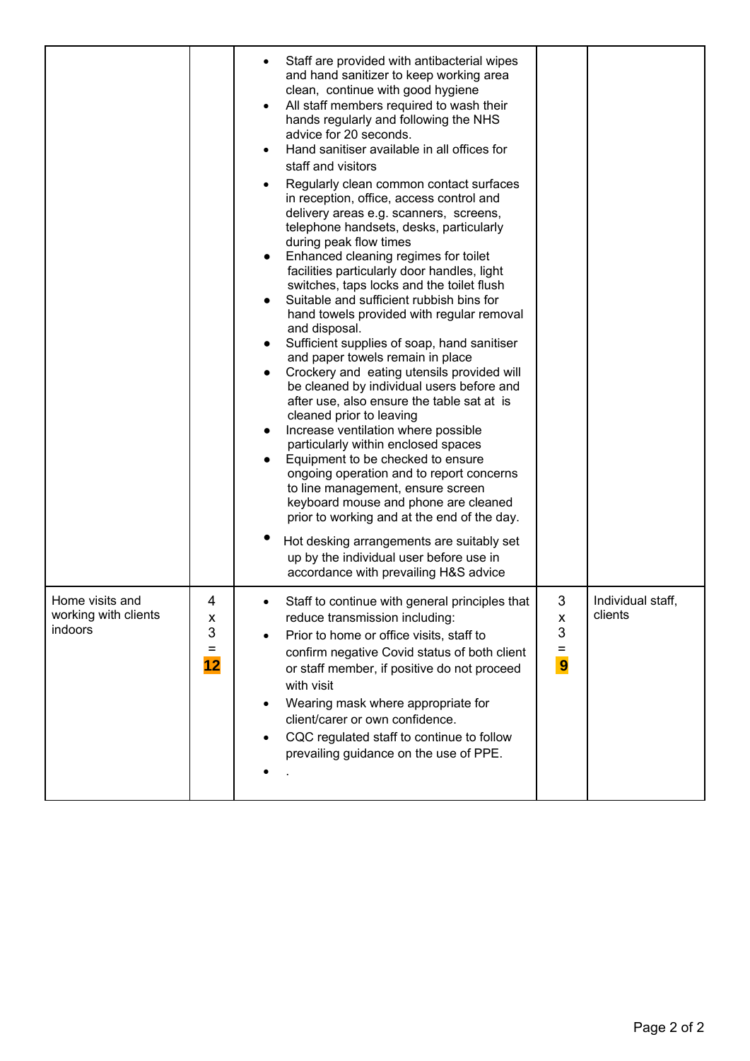| | | | | |
|---|---|---|---|---|
| | | • Staff are provided with antibacterial wipes and hand sanitizer to keep working area clean, continue with good hygiene<br>• All staff members required to wash their hands regularly and following the NHS advice for 20 seconds.<br>• Hand sanitiser available in all offices for staff and visitors<br>• Regularly clean common contact surfaces in reception, office, access control and delivery areas e.g. scanners, screens, telephone handsets, desks, particularly during peak flow times<br>• Enhanced cleaning regimes for toilet facilities particularly door handles, light switches, taps locks and the toilet flush<br>• Suitable and sufficient rubbish bins for hand towels provided with regular removal and disposal.<br>• Sufficient supplies of soap, hand sanitiser and paper towels remain in place<br>• Crockery and eating utensils provided will be cleaned by individual users before and after use, also ensure the table sat at is cleaned prior to leaving<br>• Increase ventilation where possible particularly within enclosed spaces<br>• Equipment to be checked to ensure ongoing operation and to report concerns to line management, ensure screen keyboard mouse and phone are cleaned prior to working and at the end of the day.<br>• Hot desking arrangements are suitably set up by the individual user before use in accordance with prevailing H&S advice | | |
| Home visits and working with clients indoors | 4 x 3 = **12** | • Staff to continue with general principles that reduce transmission including:<br>• Prior to home or office visits, staff to confirm negative Covid status of both client or staff member, if positive do not proceed with visit<br>• Wearing mask where appropriate for client/carer or own confidence.<br>• CQC regulated staff to continue to follow prevailing guidance on the use of PPE.<br>• . | 3 x 3 = **9** | Individual staff, clients |